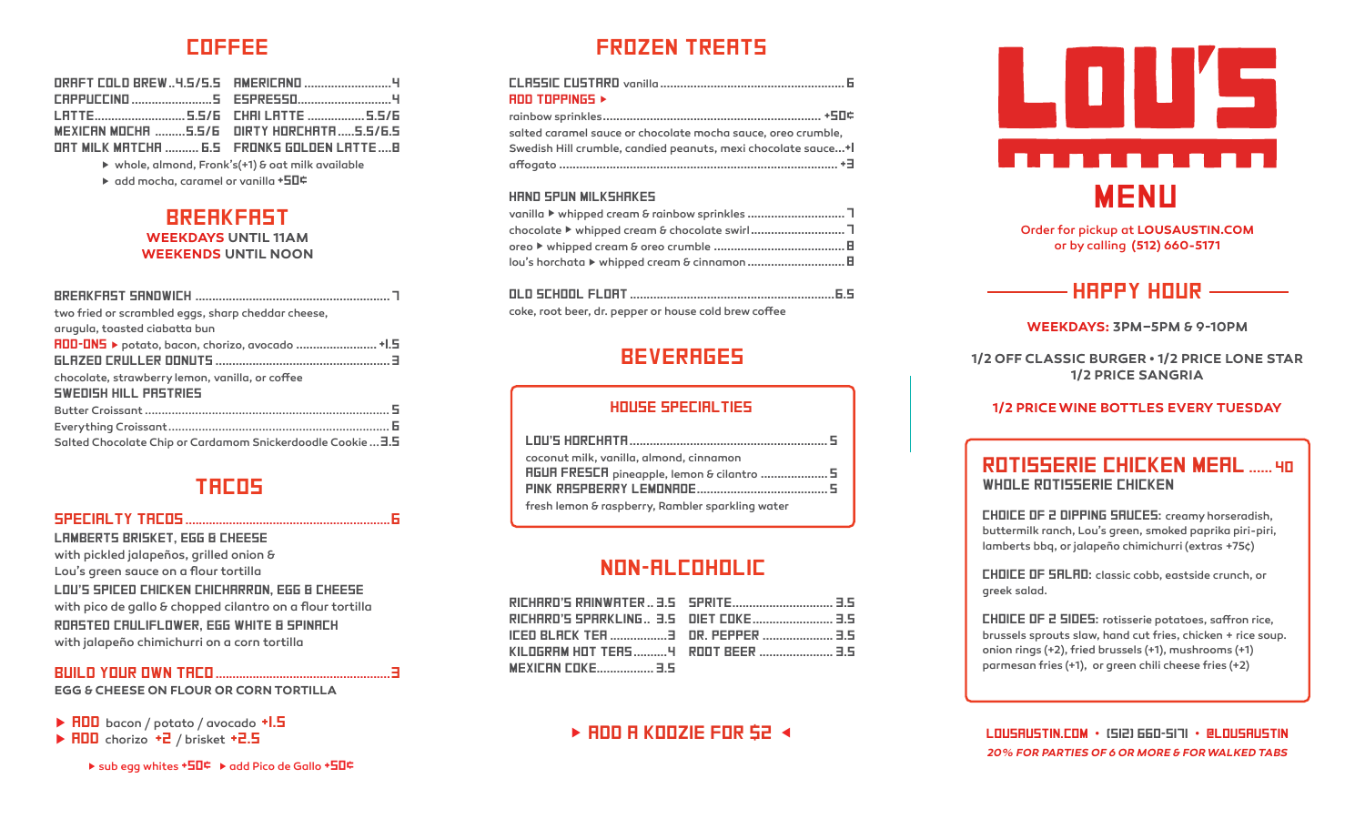# COFFEE

| | | | |
|---|---|---|---|
| DRAFT COLD BREW | 4.5/5.5 | AMERICANO | 4 |
| CAPPUCCINO | 5 | ESPRESSO | 4 |
| LATTE | 5.5/6 | CHAI LATTE | 5.5/6 |
| MEXICAN MOCHA | 5.5/6 | DIRTY HORCHATA | 5.5/6.5 |
| OAT MILK MATCHA | 6.5 | FRONKS GOLDEN LATTE | 8 |

- ▸ whole, almond, Fronk's(+1) & oat milk available
- ▸ add mocha, caramel or vanilla +50¢

# BREAKFAST

**WEEKDAYS UNTIL 11AM**
**WEEKENDS UNTIL NOON**

**BREAKFAST SANDWICH** ..... 7
two fried or scrambled eggs, sharp cheddar cheese, arugula, toasted ciabatta bun
**ADD-ONS** ▸ potato, bacon, chorizo, avocado ..... +1.5

**GLAZED CRULLER DONUTS** ..... 3
chocolate, strawberry lemon, vanilla, or coffee

**SWEDISH HILL PASTRIES**
- Butter Croissant ..... 5
- Everything Croissant ..... 6
- Salted Chocolate Chip or Cardamom Snickerdoodle Cookie ..... 3.5

# TACOS

**SPECIALTY TACOS** ..... 6

**LAMBERTS BRISKET, EGG & CHEESE**
with pickled jalapeños, grilled onion & Lou's green sauce on a flour tortilla

**LOU'S SPICED CHICKEN CHICHARRON, EGG & CHEESE**
with pico de gallo & chopped cilantro on a flour tortilla

**ROASTED CAULIFLOWER, EGG WHITE & SPINACH**
with jalapeño chimichurri on a corn tortilla

**BUILD YOUR OWN TACO** ..... 3
EGG & CHEESE ON FLOUR OR CORN TORTILLA

- ▸ **ADD** bacon / potato / avocado +1.5
- ▸ **ADD** chorizo +2 / brisket +2.5

▸ sub egg whites +50¢ ▸ add Pico de Gallo +50¢

# FROZEN TREATS

**CLASSIC CUSTARD** vanilla ..... 6

**ADD TOPPINGS** ▸
- rainbow sprinkles ..... +50¢
- salted caramel sauce or chocolate mocha sauce, oreo crumble, Swedish Hill crumble, candied peanuts, mexi chocolate sauce ..... +1
- affogato ..... +3

**HAND SPUN MILKSHAKES**
- vanilla ▸ whipped cream & rainbow sprinkles ..... 7
- chocolate ▸ whipped cream & chocolate swirl ..... 7
- oreo ▸ whipped cream & oreo crumble ..... 8
- lou's horchata ▸ whipped cream & cinnamon ..... 8

**OLD SCHOOL FLOAT** ..... 6.5
coke, root beer, dr. pepper or house cold brew coffee

# BEVERAGES

## HOUSE SPECIALTIES

**LOU'S HORCHATA** ..... 5
coconut milk, vanilla, almond, cinnamon

**AGUA FRESCA** pineapple, lemon & cilantro ..... 5

**PINK RASPBERRY LEMONADE** ..... 5
fresh lemon & raspberry, Rambler sparkling water

# NON-ALCOHOLIC

| | | | |
|---|---|---|---|
| RICHARD'S RAINWATER | 3.5 | SPRITE | 3.5 |
| RICHARD'S SPARKLING | 3.5 | DIET COKE | 3.5 |
| ICED BLACK TEA | 3 | DR. PEPPER | 3.5 |
| KILOGRAM HOT TEAS | 4 | ROOT BEER | 3.5 |
| MEXICAN COKE | 3.5 | | |

▸ **ADD A KOOZIE FOR $2** ◂

# LOU'S

# MENU

Order for pickup at **LOUSAUSTIN.COM**
or by calling **(512) 660-5171**

## HAPPY HOUR

**WEEKDAYS: 3PM–5PM & 9-10PM**

**1/2 OFF CLASSIC BURGER • 1/2 PRICE LONE STAR**
**1/2 PRICE SANGRIA**

**1/2 PRICE WINE BOTTLES EVERY TUESDAY**

## ROTISSERIE CHICKEN MEAL ..... 40

**WHOLE ROTISSERIE CHICKEN**

**CHOICE OF 2 DIPPING SAUCES:** creamy horseradish, buttermilk ranch, Lou's green, smoked paprika piri-piri, lamberts bbq, or jalapeño chimichurri (extras +75¢)

**CHOICE OF SALAD:** classic cobb, eastside crunch, or greek salad.

**CHOICE OF 2 SIDES:** rotisserie potatoes, saffron rice, brussels sprouts slaw, hand cut fries, chicken + rice soup. onion rings (+2), fried brussels (+1), mushrooms (+1) parmesan fries (+1), or green chili cheese fries (+2)

**LOUSAUSTIN.COM • (512) 660-5171 • @LOUSAUSTIN**

*20% FOR PARTIES OF 6 OR MORE & FOR WALKED TABS*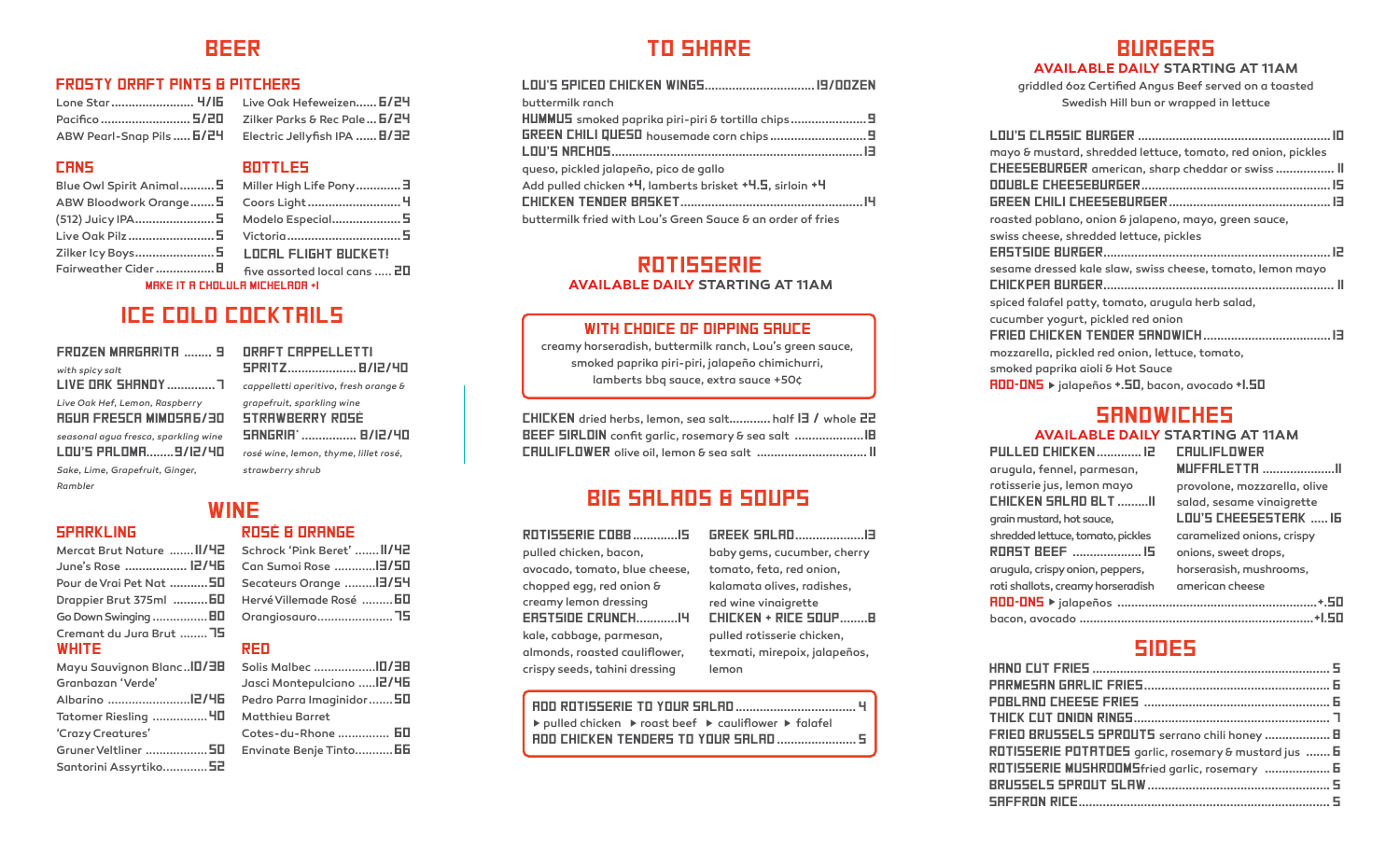# BEER

## FROSTY DRAFT PINTS & PITCHERS

- Lone Star ........................ 4/16
- Pacifico .......................... 5/20
- ABW Pearl-Snap Pils ..... 6/24
- Live Oak Hefeweizen...... 6/24
- Zilker Parks & Rec Pale ... 6/24
- Electric Jellyfish IPA ...... 8/32

## CANS

- Blue Owl Spirit Animal.......... 5
- ABW Bloodwork Orange....... 5
- (512) Juicy IPA....................... 5
- Live Oak Pilz .......................... 5
- Zilker Icy Boys....................... 5
- Fairweather Cider ................. 8

## BOTTLES

- Miller High Life Pony............. 3
- Coors Light ........................... 4
- Modelo Especial.................... 5
- Victoria ................................ 5

**LOCAL FLIGHT BUCKET!**
five assorted local cans ..... 20

MAKE IT A CHOLULA MICHELADA +1

# ICE COLD COCKTAILS

**FROZEN MARGARITA** ........ 9
*with spicy salt*

**LIVE OAK SHANDY** ............. 7
*Live Oak Hef, Lemon, Raspberry*

**AGUA FRESCA MIMOSA** 6/30
*seasonal agua fresca, sparkling wine*

**LOU'S PALOMA**........9/12/40
*Sake, Lime, Grapefruit, Ginger, Rambler*

**DRAFT CAPPELLETTI SPRITZ**................... 8/12/40
*cappelletti aperitivo, fresh orange & grapefruit, sparkling wine*

**STRAWBERRY ROSÉ SANGRIA'** ................ 8/12/40
*rosé wine, lemon, thyme, lillet rosé, strawberry shrub*

# WINE

## SPARKLING

- Mercat Brut Nature ....... 11/42
- June's Rose .................. 12/46
- Pour de Vrai Pet Nat ........... 50
- Drappier Brut 375ml .......... 60
- Go Down Swinging ................ 80
- Cremant du Jura Brut ........ 75

## WHITE

- Mayu Sauvignon Blanc .. 10/38
- Granbazan 'Verde' Albarino ....................... 12/46
- Tatomer Riesling ................ 40
- 'Crazy Creatures' Gruner Veltliner .................. 50
- Santorini Assyrtiko............. 52

## ROSÉ & ORANGE

- Schrock 'Pink Beret' ....... 11/42
- Can Sumoi Rose ........... 13/50
- Secateurs Orange ......... 13/54
- Hervé Villemade Rosé ......... 60
- Orangiosauro...................... 75

## RED

- Solis Malbec ................. 10/38
- Jasci Montepulciano ..... 12/46
- Pedro Parra Imaginidor ....... 50
- Matthieu Barret Cotes-du-Rhone ............... 60
- Envinate Benje Tinto........... 66

# TO SHARE

**LOU'S SPICED CHICKEN WINGS**................................ 19/DOZEN
buttermilk ranch

**HUMMUS** smoked paprika piri-piri & tortilla chips ...................... 9

**GREEN CHILI QUESO** housemade corn chips ........................... 9

**LOU'S NACHOS**............................................................... 13
queso, pickled jalapeño, pico de gallo
Add pulled chicken +4, lamberts brisket +4.5, sirloin +4

**CHICKEN TENDER BASKET**.................................................... 14
buttermilk fried with Lou's Green Sauce & an order of fries

# ROTISSERIE

**AVAILABLE DAILY** STARTING AT 11AM

**WITH CHOICE OF DIPPING SAUCE**
creamy horseradish, buttermilk ranch, Lou's green sauce, smoked paprika piri-piri, jalapeño chimichurri, lamberts bbq sauce, extra sauce +50¢

**CHICKEN** dried herbs, lemon, sea salt............ half 13 / whole 22

**BEEF SIRLOIN** confit garlic, rosemary & sea salt .................... 18

**CAULIFLOWER** olive oil, lemon & sea salt ................................ 11

# BIG SALADS & SOUPS

**ROTISSERIE COBB**.............15
pulled chicken, bacon, avocado, tomato, blue cheese, chopped egg, red onion & creamy lemon dressing

**EASTSIDE CRUNCH**...........14
kale, cabbage, parmesan, almonds, roasted cauliflower, crispy seeds, tahini dressing

**GREEK SALAD**....................13
baby gems, cucumber, cherry tomato, feta, red onion, kalamata olives, radishes, red wine vinaigrette

**CHICKEN + RICE SOUP**........8
pulled rotisserie chicken, texmati, mirepoix, jalapeños, lemon

**ADD ROTISSERIE TO YOUR SALAD** .................................. 4
▸ pulled chicken ▸ roast beef ▸ cauliflower ▸ falafel

**ADD CHICKEN TENDERS TO YOUR SALAD** ...................... 5

# BURGERS

**AVAILABLE DAILY** STARTING AT 11AM

griddled 6oz Certified Angus Beef served on a toasted Swedish Hill bun or wrapped in lettuce

**LOU'S CLASSIC BURGER** ........................................................ 10
mayo & mustard, shredded lettuce, tomato, red onion, pickles

**CHEESEBURGER** american, sharp cheddar or swiss ................. 11

**DOUBLE CHEESEBURGER**...................................................... 15

**GREEN CHILI CHEESEBURGER**.............................................. 13
roasted poblano, onion & jalapeno, mayo, green sauce, swiss cheese, shredded lettuce, pickles

**EASTSIDE BURGER**................................................................ 12
sesame dressed kale slaw, swiss cheese, tomato, lemon mayo

**CHICKPEA BURGER**................................................................ 11
spiced falafel patty, tomato, arugula herb salad, cucumber yogurt, pickled red onion

**FRIED CHICKEN TENDER SANDWICH**.................................... 13
mozzarella, pickled red onion, lettuce, tomato, smoked paprika aioli & Hot Sauce

**ADD-ONS** ▸ jalapeños +.50, bacon, avocado +1.50

# SANDWICHES

**AVAILABLE DAILY** STARTING AT 11AM

**PULLED CHICKEN**............ 12
arugula, fennel, parmesan, rotisserie jus, lemon mayo

**CHICKEN SALAD BLT** .........11
grain mustard, hot sauce, shredded lettuce, tomato, pickles

**ROAST BEEF** .................... 15
arugula, crispy onion, peppers, roti shallots, creamy horseradish

**CAULIFLOWER MUFFALETTA** ....................11
provolone, mozzarella, olive salad, sesame vinaigrette

**LOU'S CHEESESTEAK** ..... 16
caramelized onions, crispy onions, sweet drops, horserasish, mushrooms, american cheese

**ADD-ONS** ▸ jalapeños ........................................................+.50
bacon, avocado .................................................................+1.50

# SIDES

- **HAND CUT FRIES** .................................................................... 5
- **PARMESAN GARLIC FRIES**..................................................... 6
- **POBLANO CHEESE FRIES** ...................................................... 6
- **THICK CUT ONION RINGS**........................................................ 7
- **FRIED BRUSSELS SPROUTS** serrano chili honey .................. 8
- **ROTISSERIE POTATOES** garlic, rosemary & mustard jus ....... 6
- **ROTISSERIE MUSHROOMS** fried garlic, rosemary .................. 6
- **BRUSSELS SPROUT SLAW**.................................................... 5
- **SAFFRON RICE**........................................................................ 5